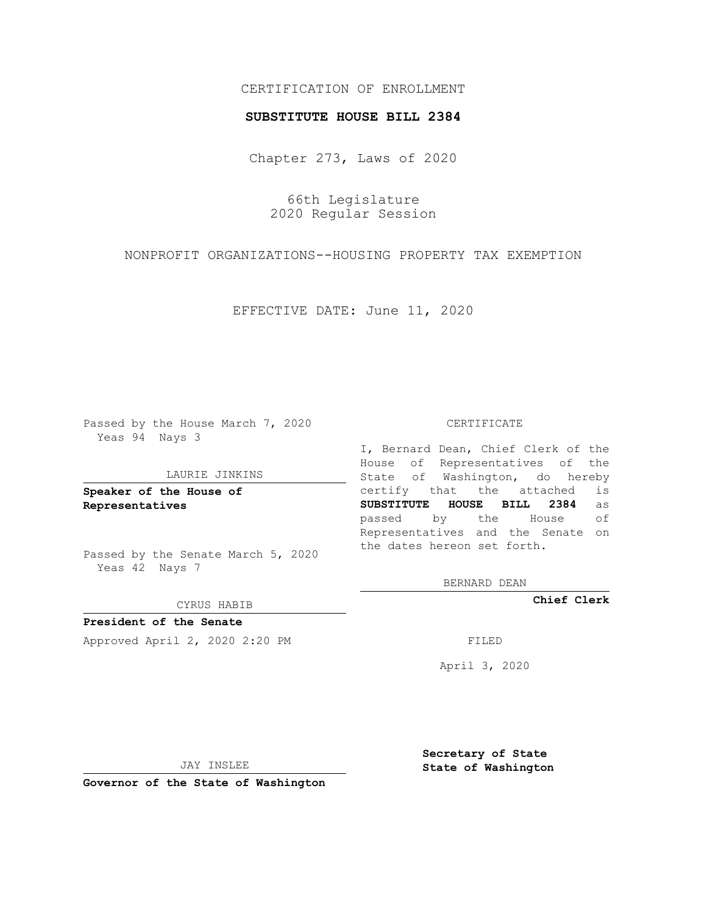CERTIFICATION OF ENROLLMENT

**SUBSTITUTE HOUSE BILL 2384**

Chapter 273, Laws of 2020

66th Legislature
2020 Regular Session

NONPROFIT ORGANIZATIONS--HOUSING PROPERTY TAX EXEMPTION

EFFECTIVE DATE: June 11, 2020

Passed by the House March 7, 2020
Yeas 94 Nays 3

LAURIE JINKINS

**Speaker of the House of Representatives**

Passed by the Senate March 5, 2020
Yeas 42 Nays 7

CYRUS HABIB

**President of the Senate**

Approved April 2, 2020 2:20 PM

JAY INSLEE

**Governor of the State of Washington**

CERTIFICATE

I, Bernard Dean, Chief Clerk of the House of Representatives of the State of Washington, do hereby certify that the attached is **SUBSTITUTE HOUSE BILL 2384** as passed by the House of Representatives and the Senate on the dates hereon set forth.

BERNARD DEAN

**Chief Clerk**

FILED

April 3, 2020

**Secretary of State**
**State of Washington**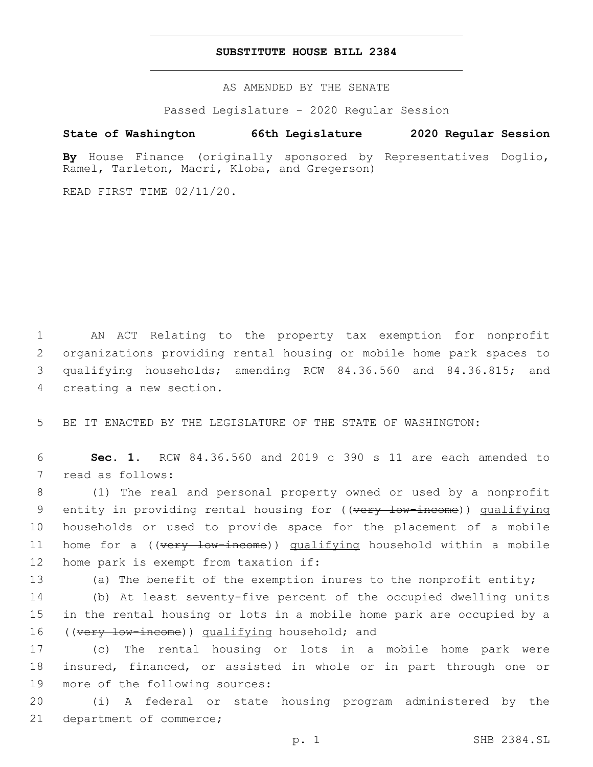# SUBSTITUTE HOUSE BILL 2384

AS AMENDED BY THE SENATE

Passed Legislature - 2020 Regular Session

**State of Washington 66th Legislature 2020 Regular Session**

**By** House Finance (originally sponsored by Representatives Doglio, Ramel, Tarleton, Macri, Kloba, and Gregerson)

READ FIRST TIME 02/11/20.

1 AN ACT Relating to the property tax exemption for nonprofit 2 organizations providing rental housing or mobile home park spaces to 3 qualifying households; amending RCW 84.36.560 and 84.36.815; and 4 creating a new section.

5 BE IT ENACTED BY THE LEGISLATURE OF THE STATE OF WASHINGTON:

6 **Sec. 1.** RCW 84.36.560 and 2019 c 390 s 11 are each amended to 7 read as follows:

8 (1) The real and personal property owned or used by a nonprofit 9 entity in providing rental housing for ((~~very low-income~~)) qualifying 10 households or used to provide space for the placement of a mobile 11 home for a ((~~very low-income~~)) qualifying household within a mobile 12 home park is exempt from taxation if:

13 (a) The benefit of the exemption inures to the nonprofit entity;

14 (b) At least seventy-five percent of the occupied dwelling units 15 in the rental housing or lots in a mobile home park are occupied by a 16 ((~~very low-income~~)) qualifying household; and

17 (c) The rental housing or lots in a mobile home park were 18 insured, financed, or assisted in whole or in part through one or 19 more of the following sources:

20 (i) A federal or state housing program administered by the 21 department of commerce;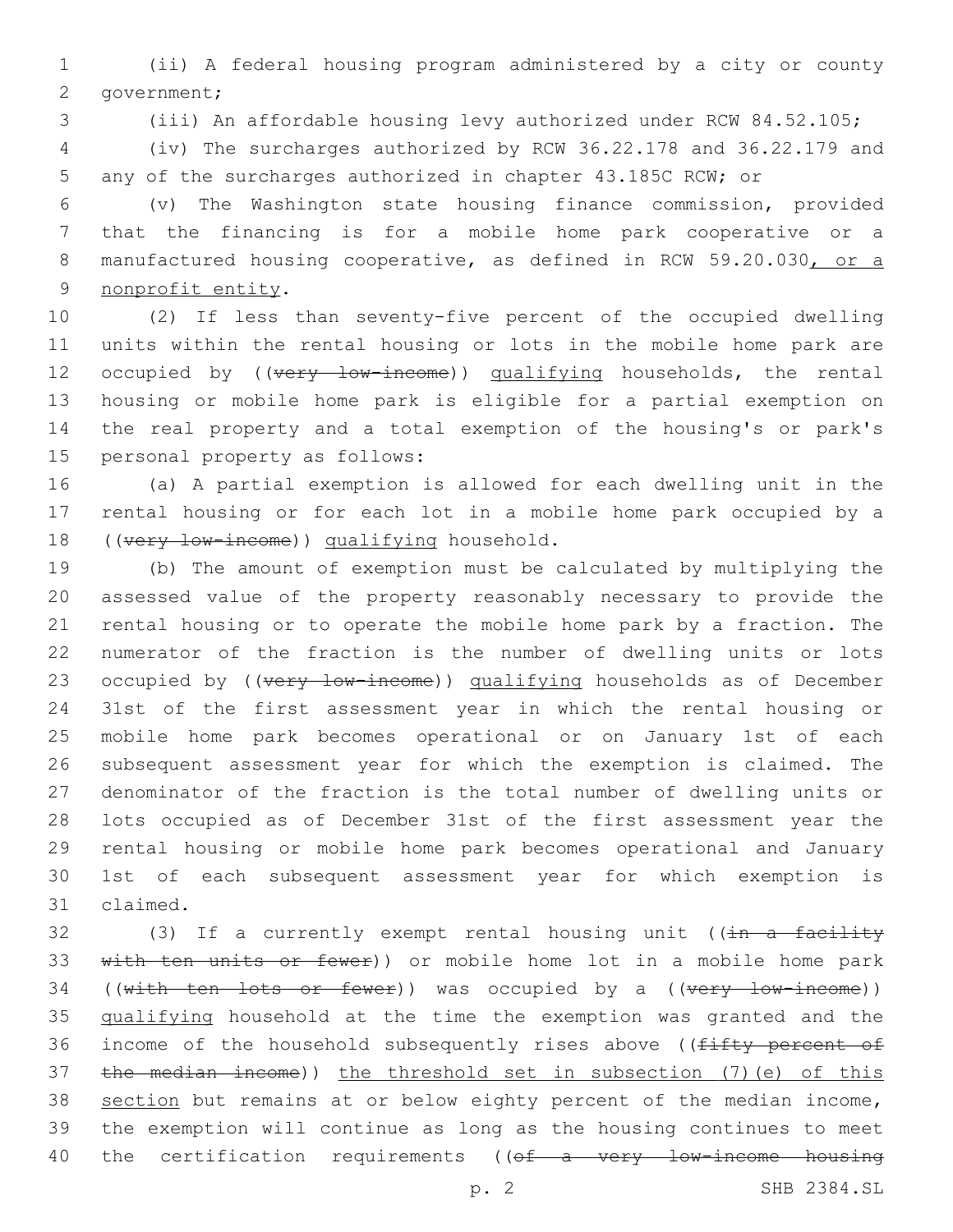(ii) A federal housing program administered by a city or county government;

(iii) An affordable housing levy authorized under RCW 84.52.105;

(iv) The surcharges authorized by RCW 36.22.178 and 36.22.179 and any of the surcharges authorized in chapter 43.185C RCW; or

(v) The Washington state housing finance commission, provided that the financing is for a mobile home park cooperative or a manufactured housing cooperative, as defined in RCW 59.20.030, or a nonprofit entity.

(2) If less than seventy-five percent of the occupied dwelling units within the rental housing or lots in the mobile home park are occupied by ((very low-income)) qualifying households, the rental housing or mobile home park is eligible for a partial exemption on the real property and a total exemption of the housing's or park's personal property as follows:

(a) A partial exemption is allowed for each dwelling unit in the rental housing or for each lot in a mobile home park occupied by a ((very low-income)) qualifying household.

(b) The amount of exemption must be calculated by multiplying the assessed value of the property reasonably necessary to provide the rental housing or to operate the mobile home park by a fraction. The numerator of the fraction is the number of dwelling units or lots occupied by ((very low-income)) qualifying households as of December 31st of the first assessment year in which the rental housing or mobile home park becomes operational or on January 1st of each subsequent assessment year for which the exemption is claimed. The denominator of the fraction is the total number of dwelling units or lots occupied as of December 31st of the first assessment year the rental housing or mobile home park becomes operational and January 1st of each subsequent assessment year for which exemption is claimed.

(3) If a currently exempt rental housing unit ((in a facility with ten units or fewer)) or mobile home lot in a mobile home park ((with ten lots or fewer)) was occupied by a ((very low-income)) qualifying household at the time the exemption was granted and the income of the household subsequently rises above ((fifty percent of the median income)) the threshold set in subsection (7)(e) of this section but remains at or below eighty percent of the median income, the exemption will continue as long as the housing continues to meet the certification requirements ((of a very low-income housing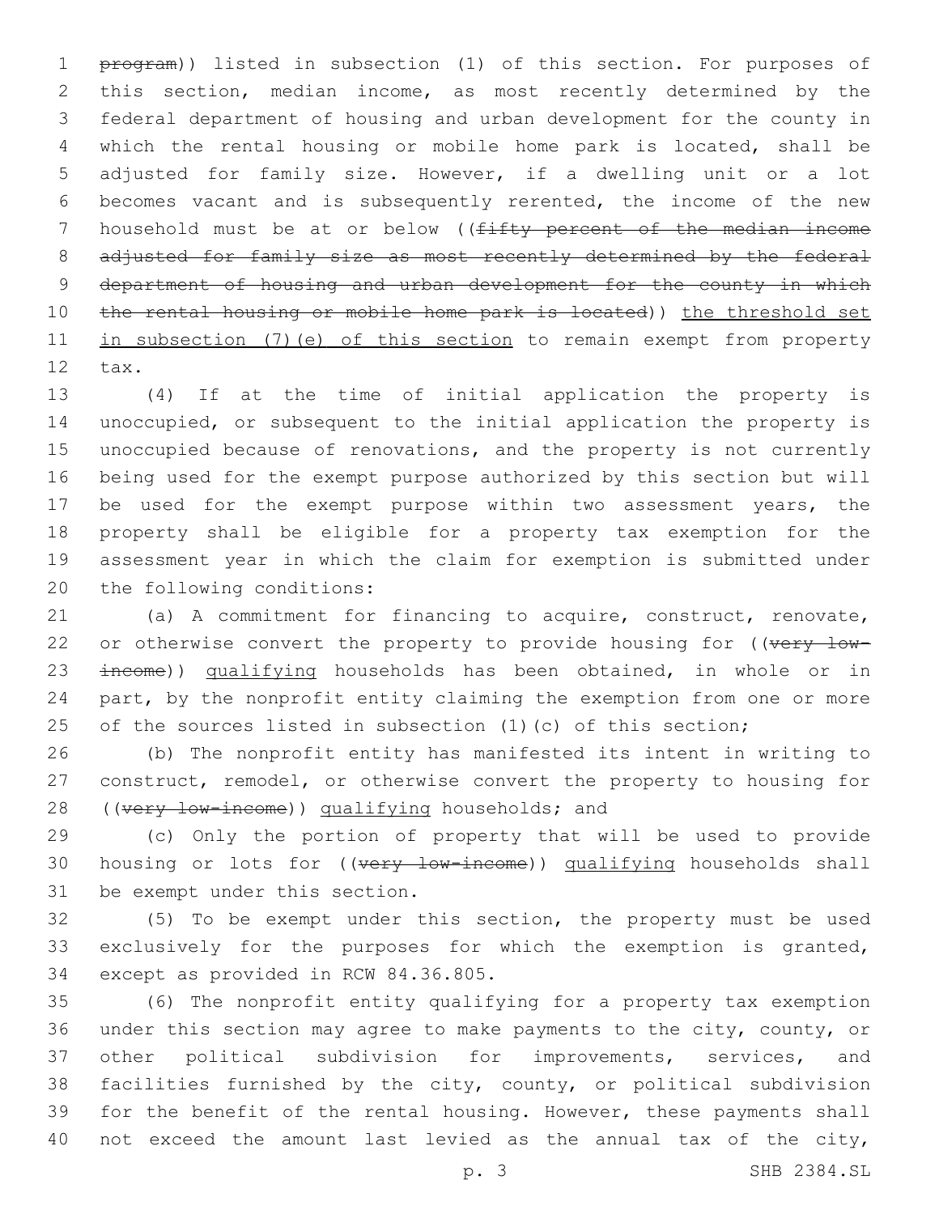~~program~~)) listed in subsection (1) of this section. For purposes of this section, median income, as most recently determined by the federal department of housing and urban development for the county in which the rental housing or mobile home park is located, shall be adjusted for family size. However, if a dwelling unit or a lot becomes vacant and is subsequently rerented, the income of the new household must be at or below ((~~fifty percent of the median income adjusted for family size as most recently determined by the federal department of housing and urban development for the county in which the rental housing or mobile home park is located~~)) <u>the threshold set in subsection (7)(e) of this section</u> to remain exempt from property tax.

(4) If at the time of initial application the property is unoccupied, or subsequent to the initial application the property is unoccupied because of renovations, and the property is not currently being used for the exempt purpose authorized by this section but will be used for the exempt purpose within two assessment years, the property shall be eligible for a property tax exemption for the assessment year in which the claim for exemption is submitted under the following conditions:

(a) A commitment for financing to acquire, construct, renovate, or otherwise convert the property to provide housing for ((~~very low-income~~)) <u>qualifying</u> households has been obtained, in whole or in part, by the nonprofit entity claiming the exemption from one or more of the sources listed in subsection (1)(c) of this section;

(b) The nonprofit entity has manifested its intent in writing to construct, remodel, or otherwise convert the property to housing for ((~~very low-income~~)) <u>qualifying</u> households; and

(c) Only the portion of property that will be used to provide housing or lots for ((~~very low-income~~)) <u>qualifying</u> households shall be exempt under this section.

(5) To be exempt under this section, the property must be used exclusively for the purposes for which the exemption is granted, except as provided in RCW 84.36.805.

(6) The nonprofit entity qualifying for a property tax exemption under this section may agree to make payments to the city, county, or other political subdivision for improvements, services, and facilities furnished by the city, county, or political subdivision for the benefit of the rental housing. However, these payments shall not exceed the amount last levied as the annual tax of the city,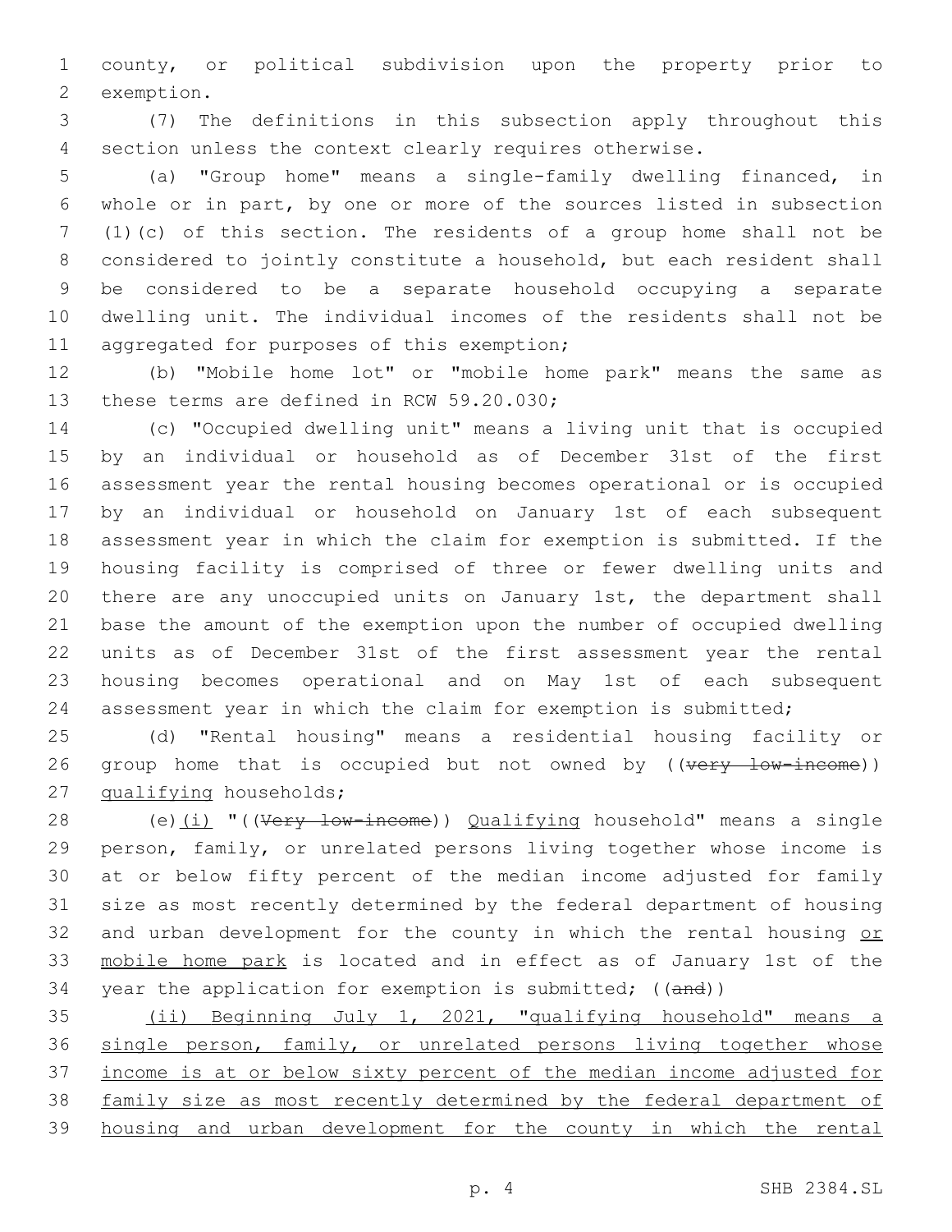county, or political subdivision upon the property prior to exemption.

(7) The definitions in this subsection apply throughout this section unless the context clearly requires otherwise.

(a) "Group home" means a single-family dwelling financed, in whole or in part, by one or more of the sources listed in subsection (1)(c) of this section. The residents of a group home shall not be considered to jointly constitute a household, but each resident shall be considered to be a separate household occupying a separate dwelling unit. The individual incomes of the residents shall not be aggregated for purposes of this exemption;

(b) "Mobile home lot" or "mobile home park" means the same as these terms are defined in RCW 59.20.030;

(c) "Occupied dwelling unit" means a living unit that is occupied by an individual or household as of December 31st of the first assessment year the rental housing becomes operational or is occupied by an individual or household on January 1st of each subsequent assessment year in which the claim for exemption is submitted. If the housing facility is comprised of three or fewer dwelling units and there are any unoccupied units on January 1st, the department shall base the amount of the exemption upon the number of occupied dwelling units as of December 31st of the first assessment year the rental housing becomes operational and on May 1st of each subsequent assessment year in which the claim for exemption is submitted;

(d) "Rental housing" means a residential housing facility or group home that is occupied but not owned by ((~~very low-income~~)) <u>qualifying</u> households;

(e)<u>(i)</u> "((~~Very low-income~~)) <u>Qualifying</u> household" means a single person, family, or unrelated persons living together whose income is at or below fifty percent of the median income adjusted for family size as most recently determined by the federal department of housing and urban development for the county in which the rental housing <u>or mobile home park</u> is located and in effect as of January 1st of the year the application for exemption is submitted; ((~~and~~))

<u>(ii) Beginning July 1, 2021, "qualifying household" means a single person, family, or unrelated persons living together whose income is at or below sixty percent of the median income adjusted for family size as most recently determined by the federal department of housing and urban development for the county in which the rental</u>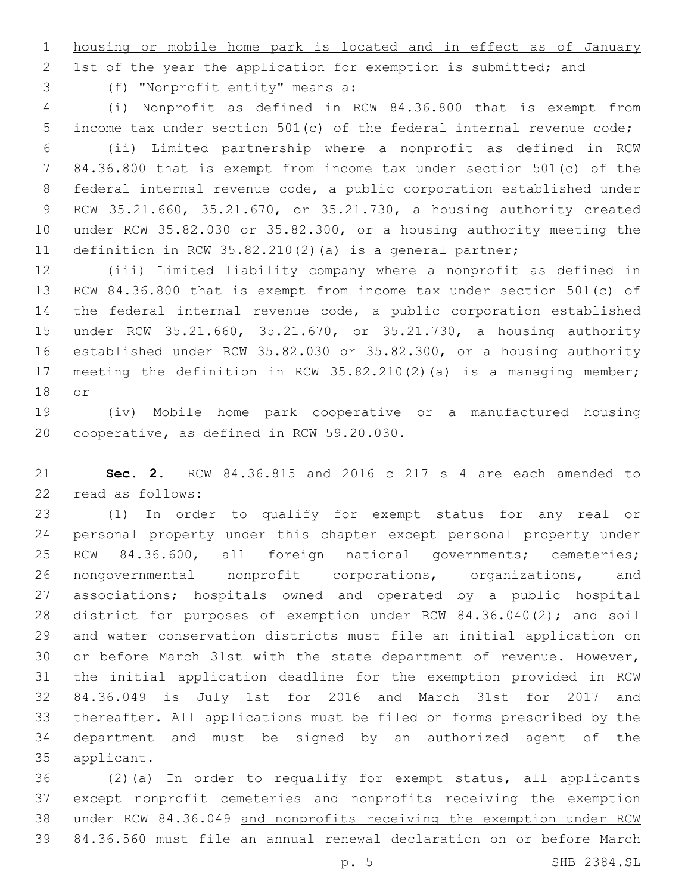housing or mobile home park is located and in effect as of January 1st of the year the application for exemption is submitted; and

(f) "Nonprofit entity" means a:

(i) Nonprofit as defined in RCW 84.36.800 that is exempt from income tax under section 501(c) of the federal internal revenue code;

(ii) Limited partnership where a nonprofit as defined in RCW 84.36.800 that is exempt from income tax under section 501(c) of the federal internal revenue code, a public corporation established under RCW 35.21.660, 35.21.670, or 35.21.730, a housing authority created under RCW 35.82.030 or 35.82.300, or a housing authority meeting the definition in RCW 35.82.210(2)(a) is a general partner;

(iii) Limited liability company where a nonprofit as defined in RCW 84.36.800 that is exempt from income tax under section 501(c) of the federal internal revenue code, a public corporation established under RCW 35.21.660, 35.21.670, or 35.21.730, a housing authority established under RCW 35.82.030 or 35.82.300, or a housing authority meeting the definition in RCW 35.82.210(2)(a) is a managing member; or

(iv) Mobile home park cooperative or a manufactured housing cooperative, as defined in RCW 59.20.030.

**Sec. 2.** RCW 84.36.815 and 2016 c 217 s 4 are each amended to read as follows:

(1) In order to qualify for exempt status for any real or personal property under this chapter except personal property under RCW 84.36.600, all foreign national governments; cemeteries; nongovernmental nonprofit corporations, organizations, and associations; hospitals owned and operated by a public hospital district for purposes of exemption under RCW 84.36.040(2); and soil and water conservation districts must file an initial application on or before March 31st with the state department of revenue. However, the initial application deadline for the exemption provided in RCW 84.36.049 is July 1st for 2016 and March 31st for 2017 and thereafter. All applications must be filed on forms prescribed by the department and must be signed by an authorized agent of the applicant.

(2)(a) In order to requalify for exempt status, all applicants except nonprofit cemeteries and nonprofits receiving the exemption under RCW 84.36.049 and nonprofits receiving the exemption under RCW 84.36.560 must file an annual renewal declaration on or before March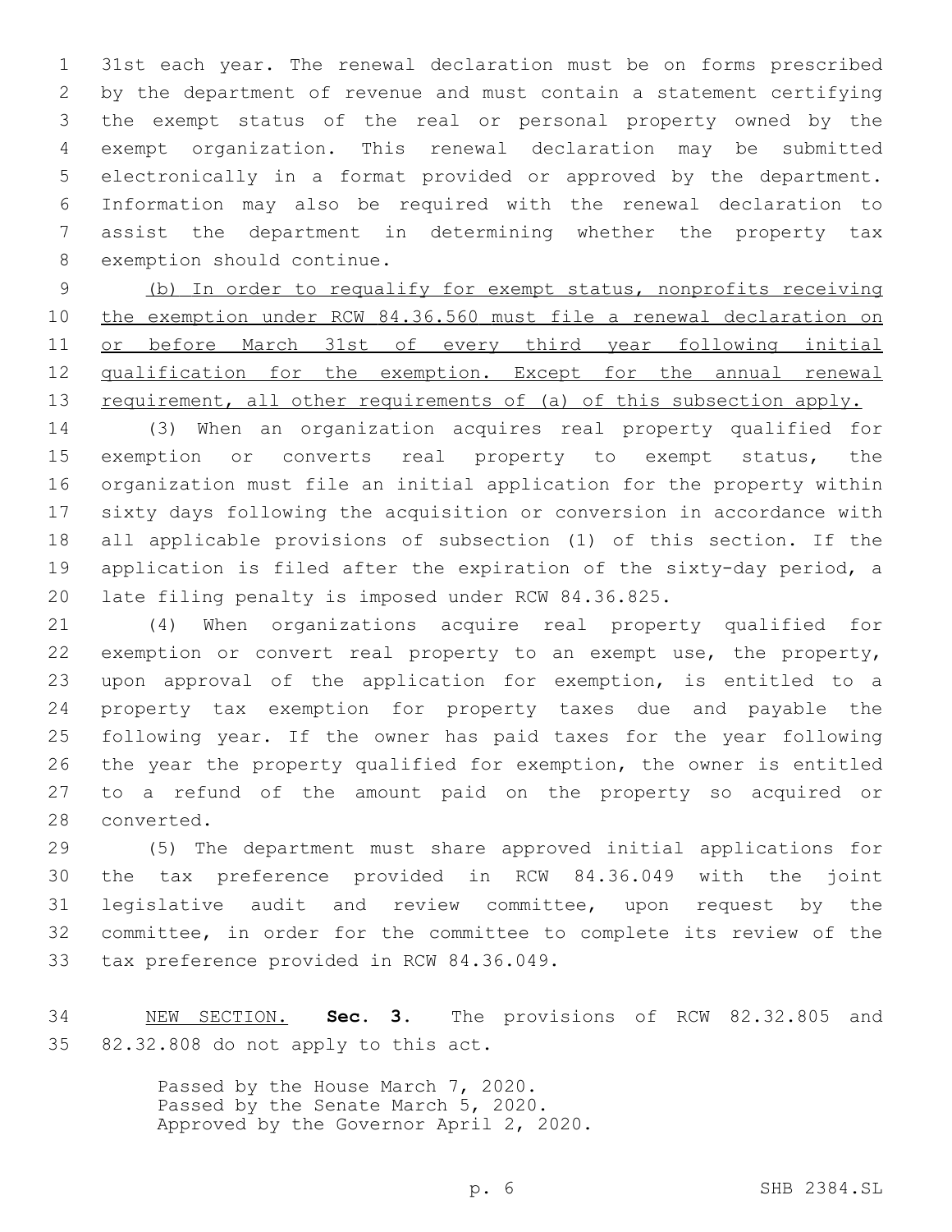31st each year. The renewal declaration must be on forms prescribed by the department of revenue and must contain a statement certifying the exempt status of the real or personal property owned by the exempt organization. This renewal declaration may be submitted electronically in a format provided or approved by the department. Information may also be required with the renewal declaration to assist the department in determining whether the property tax exemption should continue.

<u>(b) In order to requalify for exempt status, nonprofits receiving the exemption under RCW 84.36.560 must file a renewal declaration on or before March 31st of every third year following initial qualification for the exemption. Except for the annual renewal requirement, all other requirements of (a) of this subsection apply.</u>

(3) When an organization acquires real property qualified for exemption or converts real property to exempt status, the organization must file an initial application for the property within sixty days following the acquisition or conversion in accordance with all applicable provisions of subsection (1) of this section. If the application is filed after the expiration of the sixty-day period, a late filing penalty is imposed under RCW 84.36.825.

(4) When organizations acquire real property qualified for exemption or convert real property to an exempt use, the property, upon approval of the application for exemption, is entitled to a property tax exemption for property taxes due and payable the following year. If the owner has paid taxes for the year following the year the property qualified for exemption, the owner is entitled to a refund of the amount paid on the property so acquired or converted.

(5) The department must share approved initial applications for the tax preference provided in RCW 84.36.049 with the joint legislative audit and review committee, upon request by the committee, in order for the committee to complete its review of the tax preference provided in RCW 84.36.049.

<u>NEW SECTION.</u> **Sec. 3.** The provisions of RCW 82.32.805 and 82.32.808 do not apply to this act.

Passed by the House March 7, 2020.
Passed by the Senate March 5, 2020.
Approved by the Governor April 2, 2020.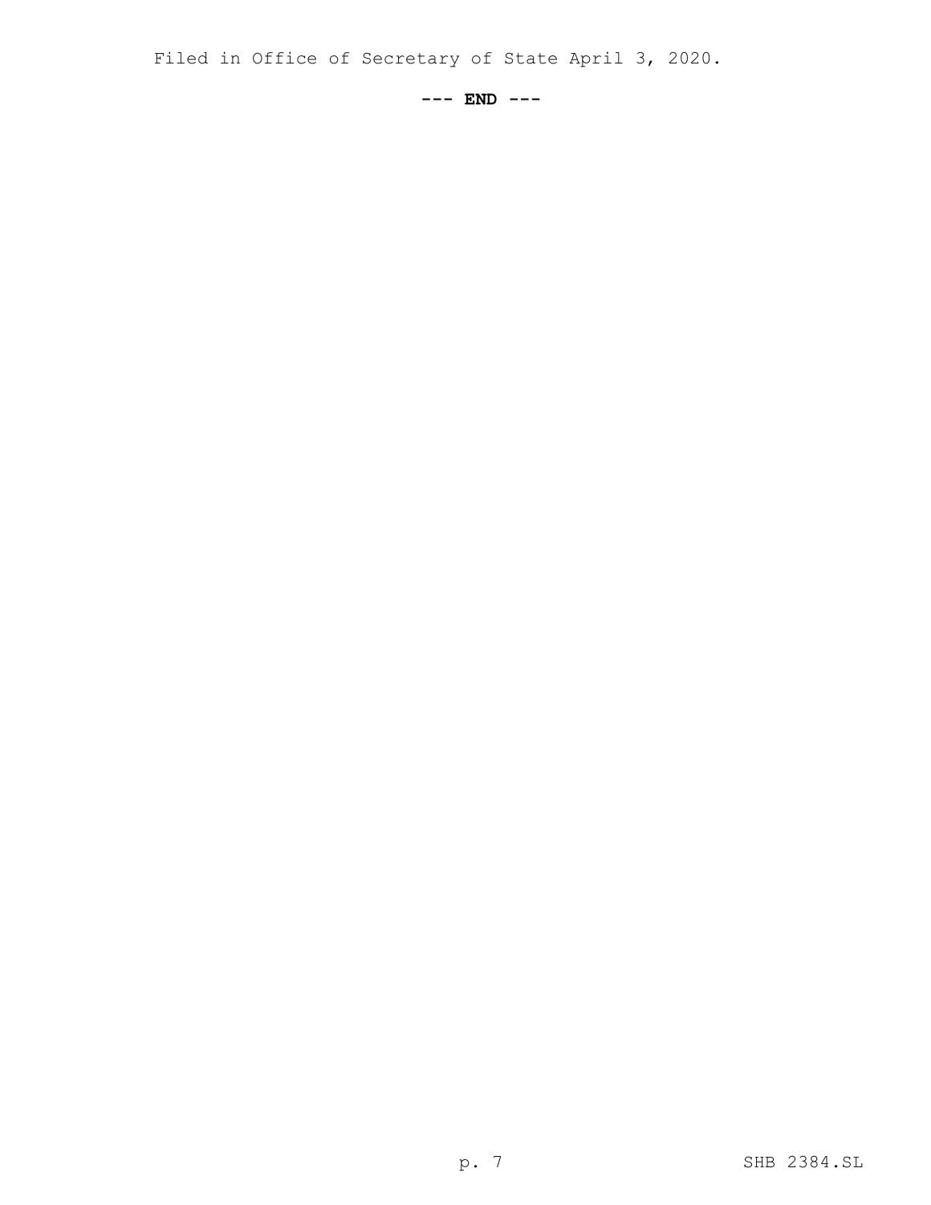Filed in Office of Secretary of State April 3, 2020.

**--- END ---**